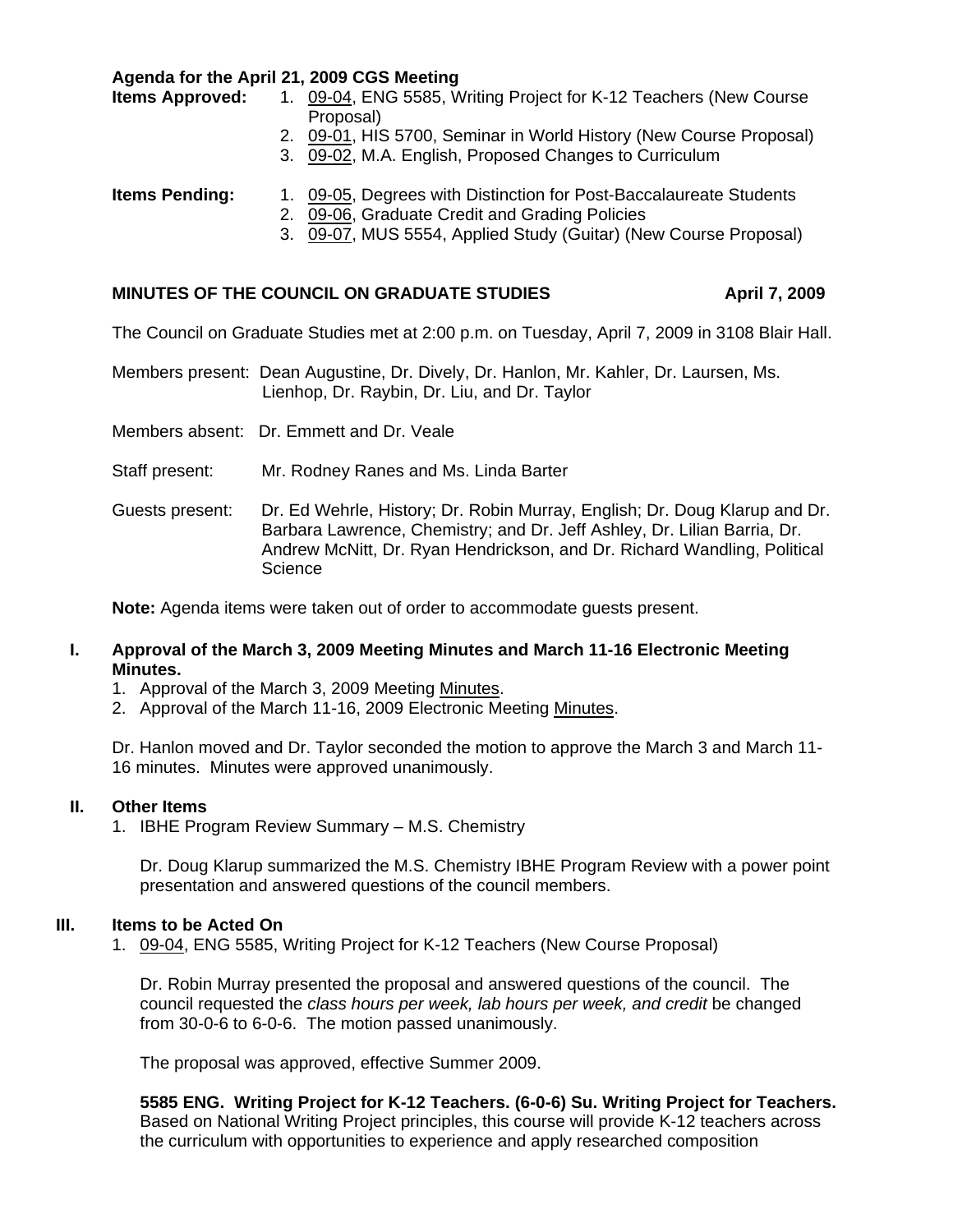**Agenda for the April 21, 2009 CGS Meeting**

**Items Approved:**

1. 09-04, ENG 5585, Writing Project for K-12 Teachers (New Course Proposal)
2. 09-01, HIS 5700, Seminar in World History (New Course Proposal)
3. 09-02, M.A. English, Proposed Changes to Curriculum

**Items Pending:**

1. 09-05, Degrees with Distinction for Post-Baccalaureate Students
2. 09-06, Graduate Credit and Grading Policies
3. 09-07, MUS 5554, Applied Study (Guitar) (New Course Proposal)

## MINUTES OF THE COUNCIL ON GRADUATE STUDIES — April 7, 2009

The Council on Graduate Studies met at 2:00 p.m. on Tuesday, April 7, 2009 in 3108 Blair Hall.

Members present: Dean Augustine, Dr. Dively, Dr. Hanlon, Mr. Kahler, Dr. Laursen, Ms. Lienhop, Dr. Raybin, Dr. Liu, and Dr. Taylor

Members absent: Dr. Emmett and Dr. Veale

Staff present: Mr. Rodney Ranes and Ms. Linda Barter

Guests present: Dr. Ed Wehrle, History; Dr. Robin Murray, English; Dr. Doug Klarup and Dr. Barbara Lawrence, Chemistry; and Dr. Jeff Ashley, Dr. Lilian Barria, Dr. Andrew McNitt, Dr. Ryan Hendrickson, and Dr. Richard Wandling, Political Science

**Note:** Agenda items were taken out of order to accommodate guests present.

### I. Approval of the March 3, 2009 Meeting Minutes and March 11-16 Electronic Meeting Minutes.

1. Approval of the March 3, 2009 Meeting Minutes.
2. Approval of the March 11-16, 2009 Electronic Meeting Minutes.

Dr. Hanlon moved and Dr. Taylor seconded the motion to approve the March 3 and March 11-16 minutes. Minutes were approved unanimously.

### II. Other Items

1. IBHE Program Review Summary – M.S. Chemistry

   Dr. Doug Klarup summarized the M.S. Chemistry IBHE Program Review with a power point presentation and answered questions of the council members.

### III. Items to be Acted On

1. 09-04, ENG 5585, Writing Project for K-12 Teachers (New Course Proposal)

   Dr. Robin Murray presented the proposal and answered questions of the council. The council requested the *class hours per week, lab hours per week, and credit* be changed from 30-0-6 to 6-0-6. The motion passed unanimously.

   The proposal was approved, effective Summer 2009.

   **5585 ENG. Writing Project for K-12 Teachers. (6-0-6) Su. Writing Project for Teachers.** Based on National Writing Project principles, this course will provide K-12 teachers across the curriculum with opportunities to experience and apply researched composition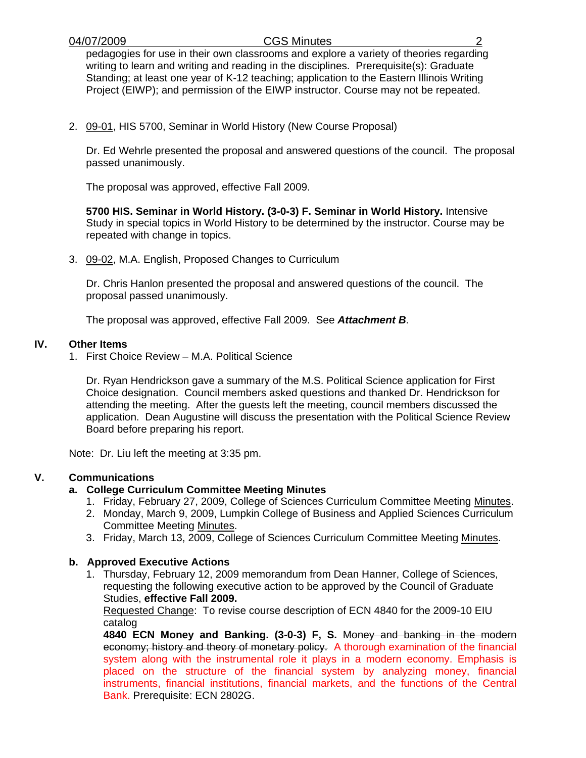pedagogies for use in their own classrooms and explore a variety of theories regarding writing to learn and writing and reading in the disciplines. Prerequisite(s): Graduate Standing; at least one year of K-12 teaching; application to the Eastern Illinois Writing Project (EIWP); and permission of the EIWP instructor. Course may not be repeated.

2. 09-01, HIS 5700, Seminar in World History (New Course Proposal)

   Dr. Ed Wehrle presented the proposal and answered questions of the council. The proposal passed unanimously.

   The proposal was approved, effective Fall 2009.

   **5700 HIS. Seminar in World History. (3-0-3) F. Seminar in World History.** Intensive Study in special topics in World History to be determined by the instructor. Course may be repeated with change in topics.

3. 09-02, M.A. English, Proposed Changes to Curriculum

   Dr. Chris Hanlon presented the proposal and answered questions of the council. The proposal passed unanimously.

   The proposal was approved, effective Fall 2009. See ***Attachment B***.

## IV. Other Items

1. First Choice Review – M.A. Political Science

   Dr. Ryan Hendrickson gave a summary of the M.S. Political Science application for First Choice designation. Council members asked questions and thanked Dr. Hendrickson for attending the meeting. After the guests left the meeting, council members discussed the application. Dean Augustine will discuss the presentation with the Political Science Review Board before preparing his report.

Note: Dr. Liu left the meeting at 3:35 pm.

## V. Communications

### a. College Curriculum Committee Meeting Minutes

1. Friday, February 27, 2009, College of Sciences Curriculum Committee Meeting Minutes.
2. Monday, March 9, 2009, Lumpkin College of Business and Applied Sciences Curriculum Committee Meeting Minutes.
3. Friday, March 13, 2009, College of Sciences Curriculum Committee Meeting Minutes.

### b. Approved Executive Actions

1. Thursday, February 12, 2009 memorandum from Dean Hanner, College of Sciences, requesting the following executive action to be approved by the Council of Graduate Studies, **effective Fall 2009.**

   Requested Change: To revise course description of ECN 4840 for the 2009-10 EIU catalog

   **4840 ECN Money and Banking. (3-0-3) F, S.** ~~Money and banking in the modern economy; history and theory of monetary policy.~~ A thorough examination of the financial system along with the instrumental role it plays in a modern economy. Emphasis is placed on the structure of the financial system by analyzing money, financial instruments, financial institutions, financial markets, and the functions of the Central Bank. Prerequisite: ECN 2802G.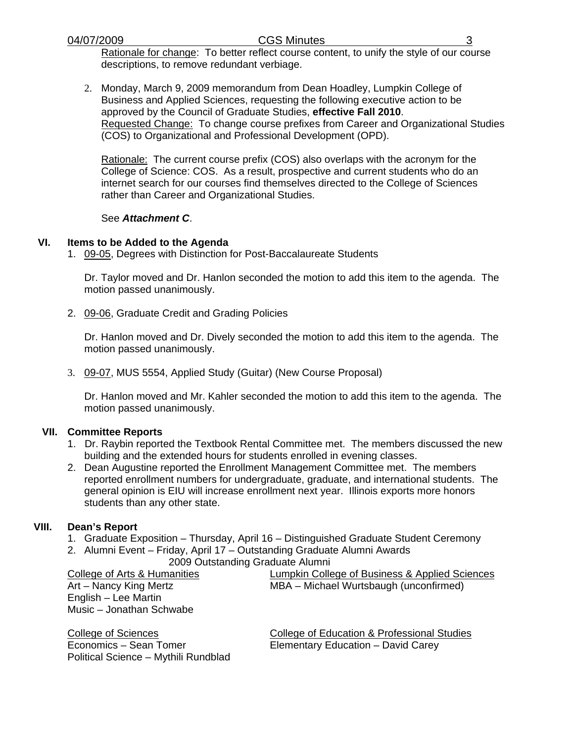Rationale for change: To better reflect course content, to unify the style of our course descriptions, to remove redundant verbiage.

2. Monday, March 9, 2009 memorandum from Dean Hoadley, Lumpkin College of Business and Applied Sciences, requesting the following executive action to be approved by the Council of Graduate Studies, **effective Fall 2010**.
   Requested Change: To change course prefixes from Career and Organizational Studies (COS) to Organizational and Professional Development (OPD).

   Rationale: The current course prefix (COS) also overlaps with the acronym for the College of Science: COS. As a result, prospective and current students who do an internet search for our courses find themselves directed to the College of Sciences rather than Career and Organizational Studies.

   See ***Attachment C***.

## VI. Items to be Added to the Agenda

1. 09-05, Degrees with Distinction for Post-Baccalaureate Students

   Dr. Taylor moved and Dr. Hanlon seconded the motion to add this item to the agenda. The motion passed unanimously.

2. 09-06, Graduate Credit and Grading Policies

   Dr. Hanlon moved and Dr. Dively seconded the motion to add this item to the agenda. The motion passed unanimously.

3. 09-07, MUS 5554, Applied Study (Guitar) (New Course Proposal)

   Dr. Hanlon moved and Mr. Kahler seconded the motion to add this item to the agenda. The motion passed unanimously.

## VII. Committee Reports

1. Dr. Raybin reported the Textbook Rental Committee met. The members discussed the new building and the extended hours for students enrolled in evening classes.
2. Dean Augustine reported the Enrollment Management Committee met. The members reported enrollment numbers for undergraduate, graduate, and international students. The general opinion is EIU will increase enrollment next year. Illinois exports more honors students than any other state.

## VIII. Dean's Report

1. Graduate Exposition – Thursday, April 16 – Distinguished Graduate Student Ceremony
2. Alumni Event – Friday, April 17 – Outstanding Graduate Alumni Awards

2009 Outstanding Graduate Alumni

College of Arts & Humanities
Art – Nancy King Mertz
English – Lee Martin
Music – Jonathan Schwabe

Lumpkin College of Business & Applied Sciences
MBA – Michael Wurtsbaugh (unconfirmed)

College of Sciences
Economics – Sean Tomer
Political Science – Mythili Rundblad

College of Education & Professional Studies
Elementary Education – David Carey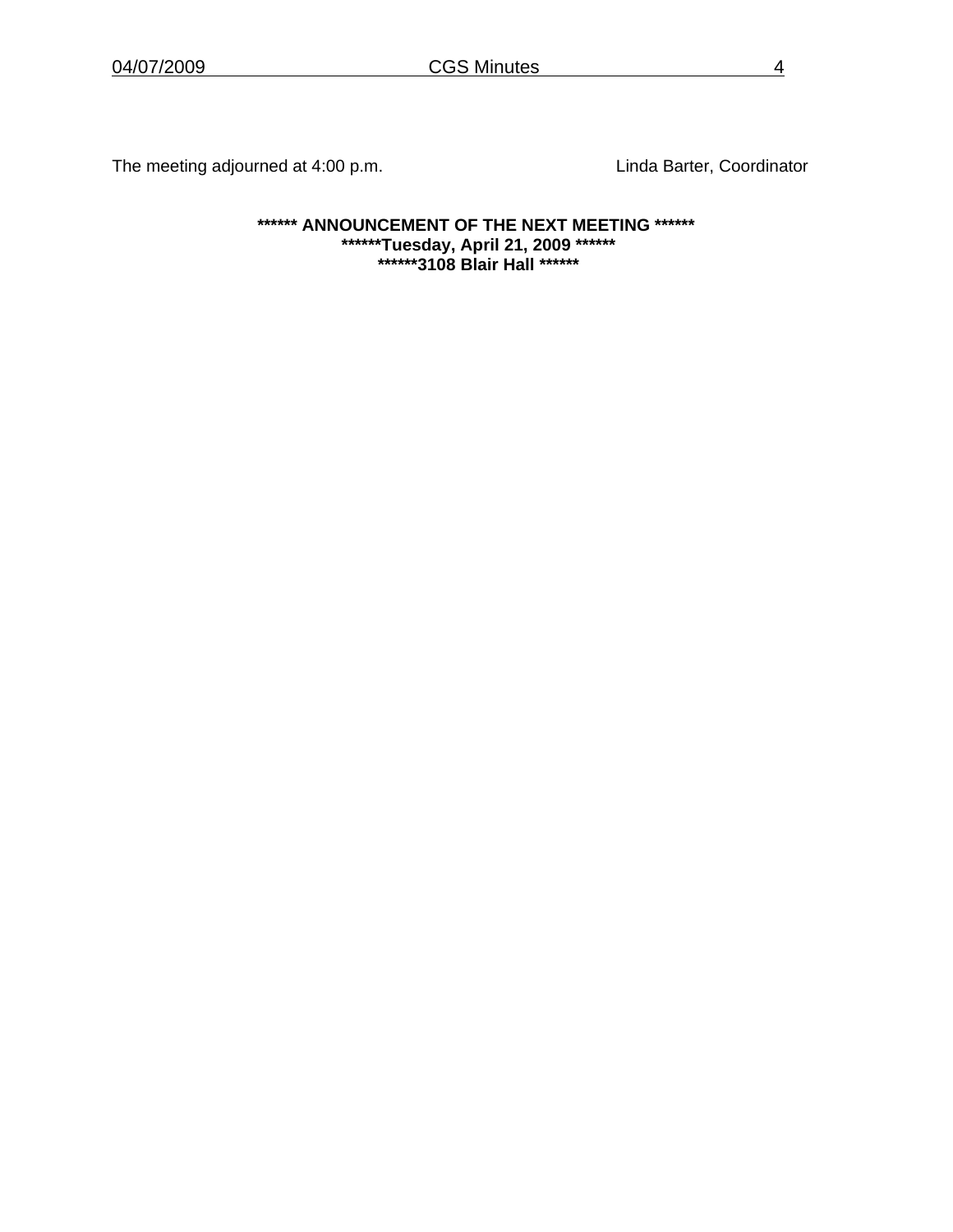The meeting adjourned at 4:00 p.m. Linda Barter, Coordinator

**\*\*\*\*\*\* ANNOUNCEMENT OF THE NEXT MEETING \*\*\*\*\*\***

**\*\*\*\*\*\*Tuesday, April 21, 2009 \*\*\*\*\*\***

**\*\*\*\*\*\*3108 Blair Hall \*\*\*\*\*\***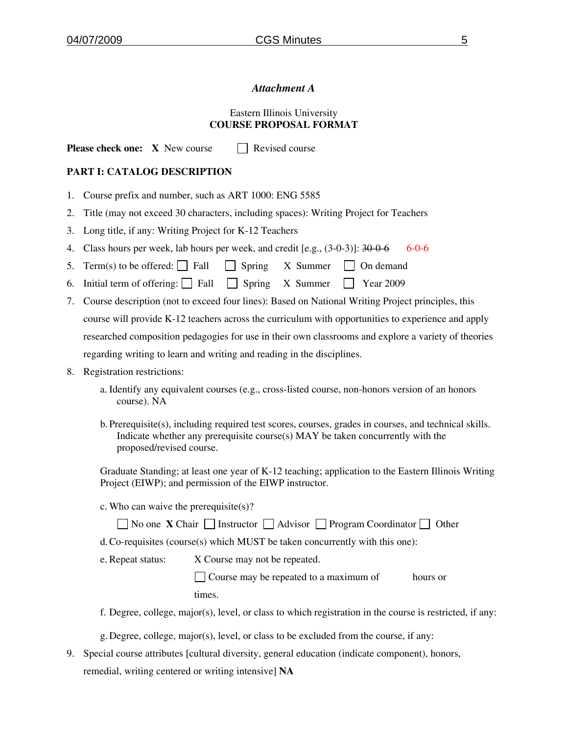*Attachment A*

Eastern Illinois University
**COURSE PROPOSAL FORMAT**

**Please check one:** **X** New course ☐ Revised course

**PART I: CATALOG DESCRIPTION**

1. Course prefix and number, such as ART 1000: ENG 5585
2. Title (may not exceed 30 characters, including spaces): Writing Project for Teachers
3. Long title, if any: Writing Project for K-12 Teachers
4. Class hours per week, lab hours per week, and credit [e.g., (3-0-3)]: ~~30-0-6~~ 6-0-6
5. Term(s) to be offered: ☐ Fall ☐ Spring X Summer ☐ On demand
6. Initial term of offering: ☐ Fall ☐ Spring X Summer ☐ Year 2009
7. Course description (not to exceed four lines): Based on National Writing Project principles, this course will provide K-12 teachers across the curriculum with opportunities to experience and apply researched composition pedagogies for use in their own classrooms and explore a variety of theories regarding writing to learn and writing and reading in the disciplines.
8. Registration restrictions:

   a. Identify any equivalent courses (e.g., cross-listed course, non-honors version of an honors course). NA

   b. Prerequisite(s), including required test scores, courses, grades in courses, and technical skills. Indicate whether any prerequisite course(s) MAY be taken concurrently with the proposed/revised course.

   Graduate Standing; at least one year of K-12 teaching; application to the Eastern Illinois Writing Project (EIWP); and permission of the EIWP instructor.

   c. Who can waive the prerequisite(s)?

   ☐ No one **X** Chair ☐ Instructor ☐ Advisor ☐ Program Coordinator ☐ Other

   d. Co-requisites (course(s) which MUST be taken concurrently with this one):

   e. Repeat status: X Course may not be repeated.

   ☐ Course may be repeated to a maximum of hours or times.

   f. Degree, college, major(s), level, or class to which registration in the course is restricted, if any:

   g. Degree, college, major(s), level, or class to be excluded from the course, if any:

9. Special course attributes [cultural diversity, general education (indicate component), honors, remedial, writing centered or writing intensive] **NA**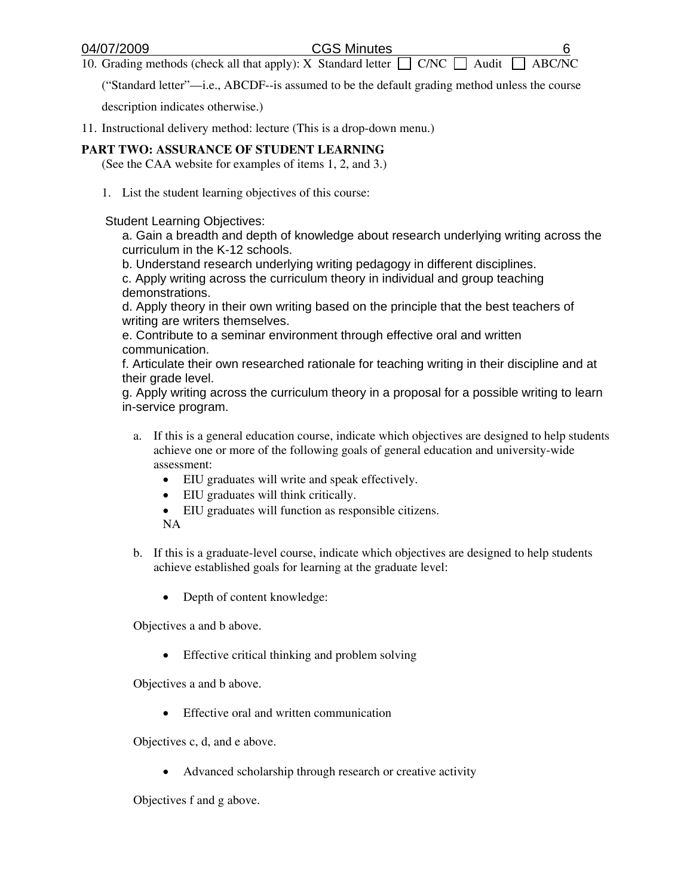10. Grading methods (check all that apply): X Standard letter ☐ C/NC ☐ Audit ☐ ABC/NC

    ("Standard letter"—i.e., ABCDF--is assumed to be the default grading method unless the course description indicates otherwise.)

11. Instructional delivery method: lecture (This is a drop-down menu.)

**PART TWO: ASSURANCE OF STUDENT LEARNING**

(See the CAA website for examples of items 1, 2, and 3.)

1. List the student learning objectives of this course:

Student Learning Objectives:

a. Gain a breadth and depth of knowledge about research underlying writing across the curriculum in the K-12 schools.
b. Understand research underlying writing pedagogy in different disciplines.
c. Apply writing across the curriculum theory in individual and group teaching demonstrations.
d. Apply theory in their own writing based on the principle that the best teachers of writing are writers themselves.
e. Contribute to a seminar environment through effective oral and written communication.
f. Articulate their own researched rationale for teaching writing in their discipline and at their grade level.
g. Apply writing across the curriculum theory in a proposal for a possible writing to learn in-service program.

   a. If this is a general education course, indicate which objectives are designed to help students achieve one or more of the following goals of general education and university-wide assessment:
      - EIU graduates will write and speak effectively.
      - EIU graduates will think critically.
      - EIU graduates will function as responsible citizens.

      NA

   b. If this is a graduate-level course, indicate which objectives are designed to help students achieve established goals for learning at the graduate level:

      - Depth of content knowledge:

      Objectives a and b above.

      - Effective critical thinking and problem solving

      Objectives a and b above.

      - Effective oral and written communication

      Objectives c, d, and e above.

      - Advanced scholarship through research or creative activity

      Objectives f and g above.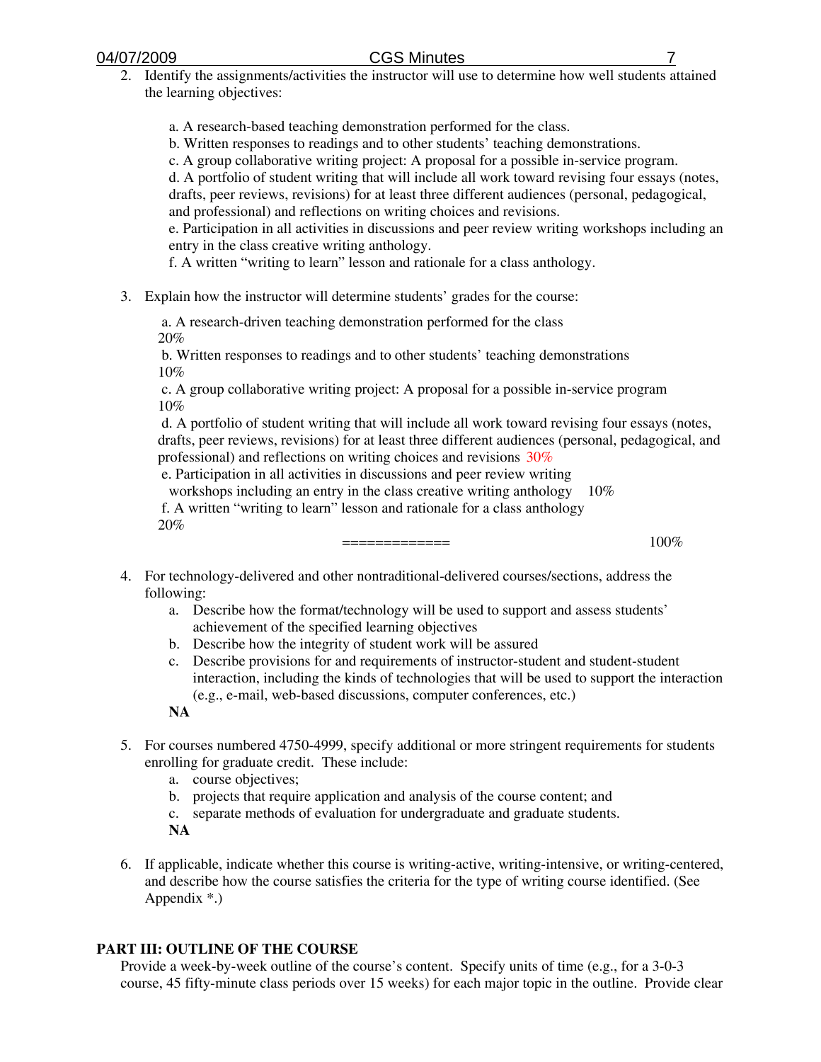2. Identify the assignments/activities the instructor will use to determine how well students attained the learning objectives:

   a. A research-based teaching demonstration performed for the class.
   b. Written responses to readings and to other students' teaching demonstrations.
   c. A group collaborative writing project: A proposal for a possible in-service program.
   d. A portfolio of student writing that will include all work toward revising four essays (notes, drafts, peer reviews, revisions) for at least three different audiences (personal, pedagogical, and professional) and reflections on writing choices and revisions.
   e. Participation in all activities in discussions and peer review writing workshops including an entry in the class creative writing anthology.
   f. A written "writing to learn" lesson and rationale for a class anthology.

3. Explain how the instructor will determine students' grades for the course:

   a. A research-driven teaching demonstration performed for the class 20%
   b. Written responses to readings and to other students' teaching demonstrations 10%
   c. A group collaborative writing project: A proposal for a possible in-service program 10%
   d. A portfolio of student writing that will include all work toward revising four essays (notes, drafts, peer reviews, revisions) for at least three different audiences (personal, pedagogical, and professional) and reflections on writing choices and revisions 30%
   e. Participation in all activities in discussions and peer review writing workshops including an entry in the class creative writing anthology 10%
   f. A written "writing to learn" lesson and rationale for a class anthology 20%

   ============= 100%

4. For technology-delivered and other nontraditional-delivered courses/sections, address the following:
   a. Describe how the format/technology will be used to support and assess students' achievement of the specified learning objectives
   b. Describe how the integrity of student work will be assured
   c. Describe provisions for and requirements of instructor-student and student-student interaction, including the kinds of technologies that will be used to support the interaction (e.g., e-mail, web-based discussions, computer conferences, etc.)

   **NA**

5. For courses numbered 4750-4999, specify additional or more stringent requirements for students enrolling for graduate credit. These include:
   a. course objectives;
   b. projects that require application and analysis of the course content; and
   c. separate methods of evaluation for undergraduate and graduate students.

   **NA**

6. If applicable, indicate whether this course is writing-active, writing-intensive, or writing-centered, and describe how the course satisfies the criteria for the type of writing course identified. (See Appendix *.)

## PART III: OUTLINE OF THE COURSE

Provide a week-by-week outline of the course's content. Specify units of time (e.g., for a 3-0-3 course, 45 fifty-minute class periods over 15 weeks) for each major topic in the outline. Provide clear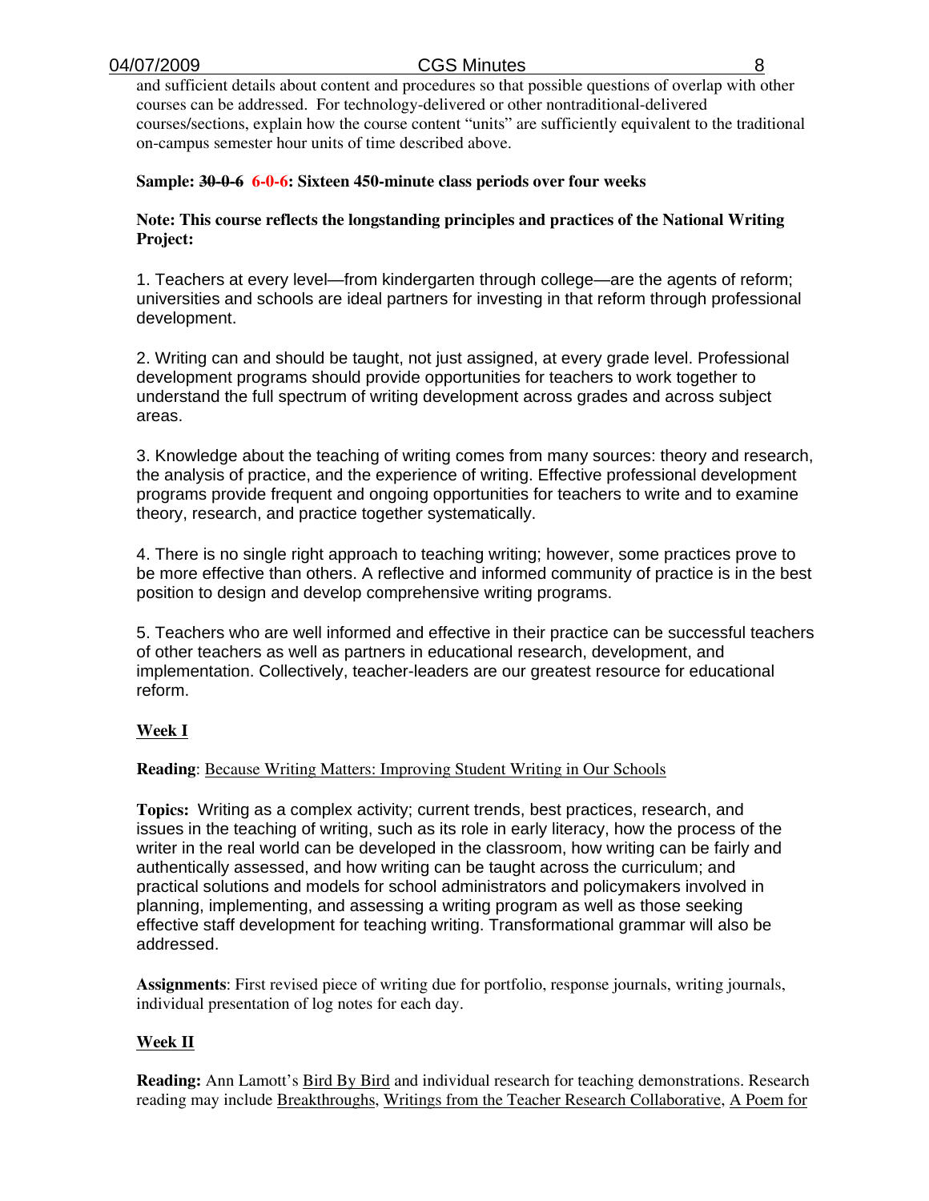and sufficient details about content and procedures so that possible questions of overlap with other courses can be addressed. For technology-delivered or other nontraditional-delivered courses/sections, explain how the course content "units" are sufficiently equivalent to the traditional on-campus semester hour units of time described above.

**Sample: ~~30-0-6~~ 6-0-6: Sixteen 450-minute class periods over four weeks**

**Note: This course reflects the longstanding principles and practices of the National Writing Project:**

1. Teachers at every level—from kindergarten through college—are the agents of reform; universities and schools are ideal partners for investing in that reform through professional development.

2. Writing can and should be taught, not just assigned, at every grade level. Professional development programs should provide opportunities for teachers to work together to understand the full spectrum of writing development across grades and across subject areas.

3. Knowledge about the teaching of writing comes from many sources: theory and research, the analysis of practice, and the experience of writing. Effective professional development programs provide frequent and ongoing opportunities for teachers to write and to examine theory, research, and practice together systematically.

4. There is no single right approach to teaching writing; however, some practices prove to be more effective than others. A reflective and informed community of practice is in the best position to design and develop comprehensive writing programs.

5. Teachers who are well informed and effective in their practice can be successful teachers of other teachers as well as partners in educational research, development, and implementation. Collectively, teacher-leaders are our greatest resource for educational reform.

**Week I**

**Reading**: Because Writing Matters: Improving Student Writing in Our Schools

**Topics:** Writing as a complex activity; current trends, best practices, research, and issues in the teaching of writing, such as its role in early literacy, how the process of the writer in the real world can be developed in the classroom, how writing can be fairly and authentically assessed, and how writing can be taught across the curriculum; and practical solutions and models for school administrators and policymakers involved in planning, implementing, and assessing a writing program as well as those seeking effective staff development for teaching writing. Transformational grammar will also be addressed.

**Assignments**: First revised piece of writing due for portfolio, response journals, writing journals, individual presentation of log notes for each day.

**Week II**

**Reading:** Ann Lamott's Bird By Bird and individual research for teaching demonstrations. Research reading may include Breakthroughs, Writings from the Teacher Research Collaborative, A Poem for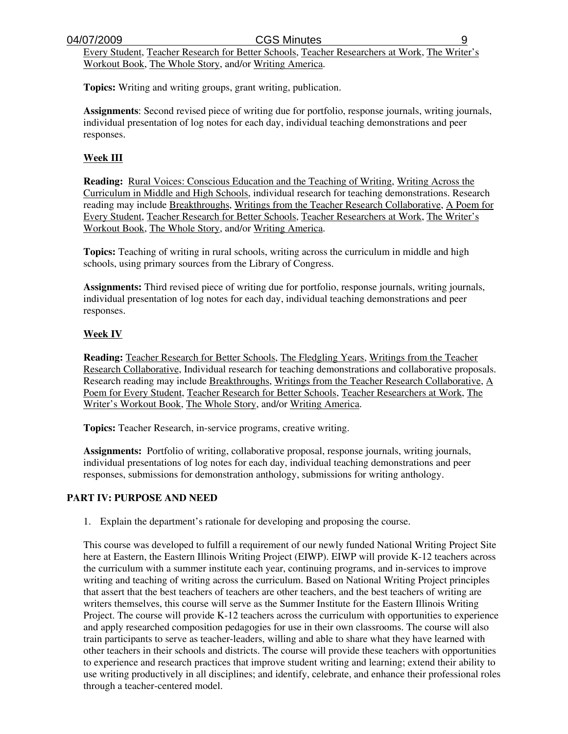Every Student, Teacher Research for Better Schools, Teacher Researchers at Work, The Writer's Workout Book, The Whole Story, and/or Writing America.

**Topics:** Writing and writing groups, grant writing, publication.

**Assignments**: Second revised piece of writing due for portfolio, response journals, writing journals, individual presentation of log notes for each day, individual teaching demonstrations and peer responses.

**Week III**

**Reading:** Rural Voices: Conscious Education and the Teaching of Writing, Writing Across the Curriculum in Middle and High Schools, individual research for teaching demonstrations. Research reading may include Breakthroughs, Writings from the Teacher Research Collaborative, A Poem for Every Student, Teacher Research for Better Schools, Teacher Researchers at Work, The Writer's Workout Book, The Whole Story, and/or Writing America.

**Topics:** Teaching of writing in rural schools, writing across the curriculum in middle and high schools, using primary sources from the Library of Congress.

**Assignments:** Third revised piece of writing due for portfolio, response journals, writing journals, individual presentation of log notes for each day, individual teaching demonstrations and peer responses.

**Week IV**

**Reading:** Teacher Research for Better Schools, The Fledgling Years, Writings from the Teacher Research Collaborative, Individual research for teaching demonstrations and collaborative proposals. Research reading may include Breakthroughs, Writings from the Teacher Research Collaborative, A Poem for Every Student, Teacher Research for Better Schools, Teacher Researchers at Work, The Writer's Workout Book, The Whole Story, and/or Writing America.

**Topics:** Teacher Research, in-service programs, creative writing.

**Assignments:** Portfolio of writing, collaborative proposal, response journals, writing journals, individual presentations of log notes for each day, individual teaching demonstrations and peer responses, submissions for demonstration anthology, submissions for writing anthology.

## PART IV: PURPOSE AND NEED

1. Explain the department's rationale for developing and proposing the course.

This course was developed to fulfill a requirement of our newly funded National Writing Project Site here at Eastern, the Eastern Illinois Writing Project (EIWP). EIWP will provide K-12 teachers across the curriculum with a summer institute each year, continuing programs, and in-services to improve writing and teaching of writing across the curriculum. Based on National Writing Project principles that assert that the best teachers of teachers are other teachers, and the best teachers of writing are writers themselves, this course will serve as the Summer Institute for the Eastern Illinois Writing Project. The course will provide K-12 teachers across the curriculum with opportunities to experience and apply researched composition pedagogies for use in their own classrooms. The course will also train participants to serve as teacher-leaders, willing and able to share what they have learned with other teachers in their schools and districts. The course will provide these teachers with opportunities to experience and research practices that improve student writing and learning; extend their ability to use writing productively in all disciplines; and identify, celebrate, and enhance their professional roles through a teacher-centered model.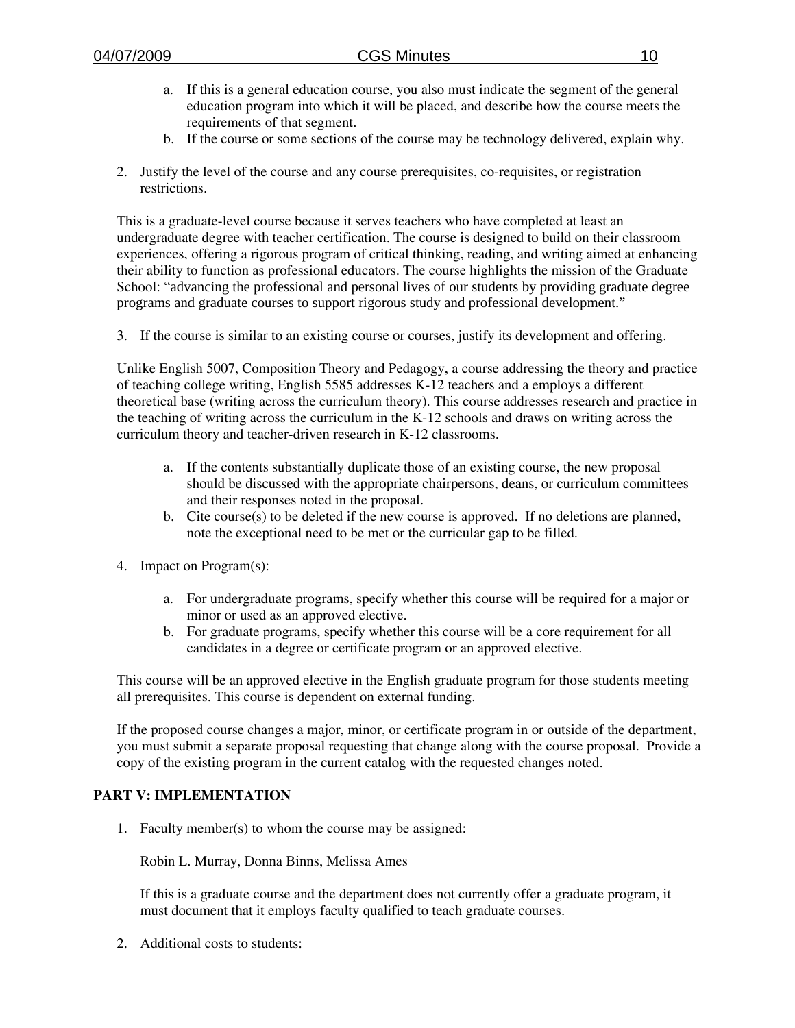a. If this is a general education course, you also must indicate the segment of the general education program into which it will be placed, and describe how the course meets the requirements of that segment.
   b. If the course or some sections of the course may be technology delivered, explain why.

2. Justify the level of the course and any course prerequisites, co-requisites, or registration restrictions.

This is a graduate-level course because it serves teachers who have completed at least an undergraduate degree with teacher certification. The course is designed to build on their classroom experiences, offering a rigorous program of critical thinking, reading, and writing aimed at enhancing their ability to function as professional educators. The course highlights the mission of the Graduate School: "advancing the professional and personal lives of our students by providing graduate degree programs and graduate courses to support rigorous study and professional development."

3. If the course is similar to an existing course or courses, justify its development and offering.

Unlike English 5007, Composition Theory and Pedagogy, a course addressing the theory and practice of teaching college writing, English 5585 addresses K-12 teachers and a employs a different theoretical base (writing across the curriculum theory). This course addresses research and practice in the teaching of writing across the curriculum in the K-12 schools and draws on writing across the curriculum theory and teacher-driven research in K-12 classrooms.

   a. If the contents substantially duplicate those of an existing course, the new proposal should be discussed with the appropriate chairpersons, deans, or curriculum committees and their responses noted in the proposal.
   b. Cite course(s) to be deleted if the new course is approved. If no deletions are planned, note the exceptional need to be met or the curricular gap to be filled.

4. Impact on Program(s):

   a. For undergraduate programs, specify whether this course will be required for a major or minor or used as an approved elective.
   b. For graduate programs, specify whether this course will be a core requirement for all candidates in a degree or certificate program or an approved elective.

This course will be an approved elective in the English graduate program for those students meeting all prerequisites. This course is dependent on external funding.

If the proposed course changes a major, minor, or certificate program in or outside of the department, you must submit a separate proposal requesting that change along with the course proposal. Provide a copy of the existing program in the current catalog with the requested changes noted.

**PART V: IMPLEMENTATION**

1. Faculty member(s) to whom the course may be assigned:

   Robin L. Murray, Donna Binns, Melissa Ames

   If this is a graduate course and the department does not currently offer a graduate program, it must document that it employs faculty qualified to teach graduate courses.

2. Additional costs to students: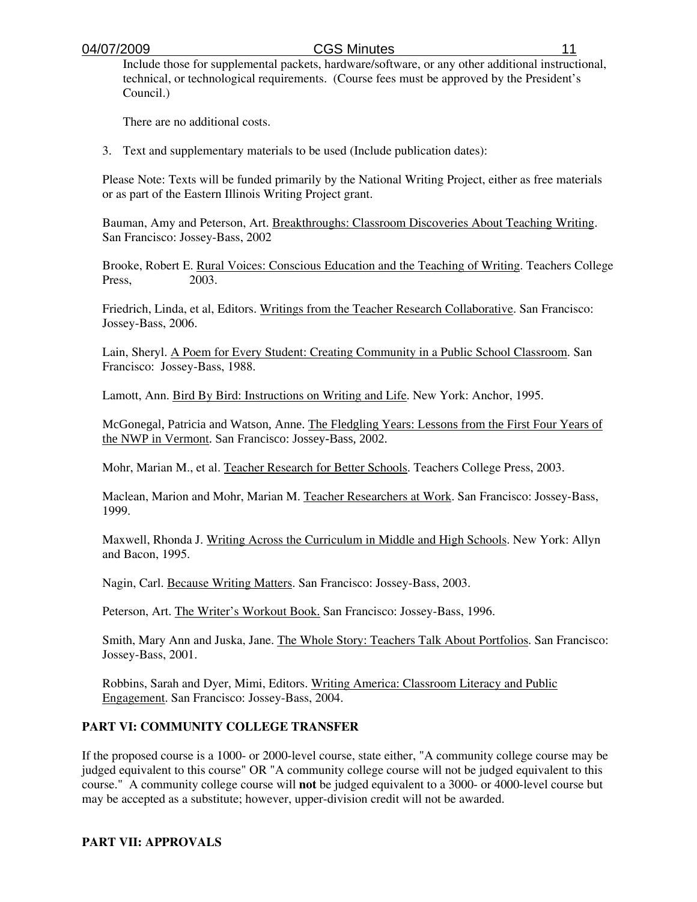Include those for supplemental packets, hardware/software, or any other additional instructional, technical, or technological requirements. (Course fees must be approved by the President's Council.)

There are no additional costs.

3. Text and supplementary materials to be used (Include publication dates):

Please Note: Texts will be funded primarily by the National Writing Project, either as free materials or as part of the Eastern Illinois Writing Project grant.

Bauman, Amy and Peterson, Art. Breakthroughs: Classroom Discoveries About Teaching Writing. San Francisco: Jossey-Bass, 2002

Brooke, Robert E. Rural Voices: Conscious Education and the Teaching of Writing. Teachers College Press, 2003.

Friedrich, Linda, et al, Editors. Writings from the Teacher Research Collaborative. San Francisco: Jossey-Bass, 2006.

Lain, Sheryl. A Poem for Every Student: Creating Community in a Public School Classroom. San Francisco: Jossey-Bass, 1988.

Lamott, Ann. Bird By Bird: Instructions on Writing and Life. New York: Anchor, 1995.

McGonegal, Patricia and Watson, Anne. The Fledgling Years: Lessons from the First Four Years of the NWP in Vermont. San Francisco: Jossey-Bass, 2002.

Mohr, Marian M., et al. Teacher Research for Better Schools. Teachers College Press, 2003.

Maclean, Marion and Mohr, Marian M. Teacher Researchers at Work. San Francisco: Jossey-Bass, 1999.

Maxwell, Rhonda J. Writing Across the Curriculum in Middle and High Schools. New York: Allyn and Bacon, 1995.

Nagin, Carl. Because Writing Matters. San Francisco: Jossey-Bass, 2003.

Peterson, Art. The Writer's Workout Book. San Francisco: Jossey-Bass, 1996.

Smith, Mary Ann and Juska, Jane. The Whole Story: Teachers Talk About Portfolios. San Francisco: Jossey-Bass, 2001.

Robbins, Sarah and Dyer, Mimi, Editors. Writing America: Classroom Literacy and Public Engagement. San Francisco: Jossey-Bass, 2004.

**PART VI: COMMUNITY COLLEGE TRANSFER**

If the proposed course is a 1000- or 2000-level course, state either, "A community college course may be judged equivalent to this course" OR "A community college course will not be judged equivalent to this course." A community college course will **not** be judged equivalent to a 3000- or 4000-level course but may be accepted as a substitute; however, upper-division credit will not be awarded.

**PART VII: APPROVALS**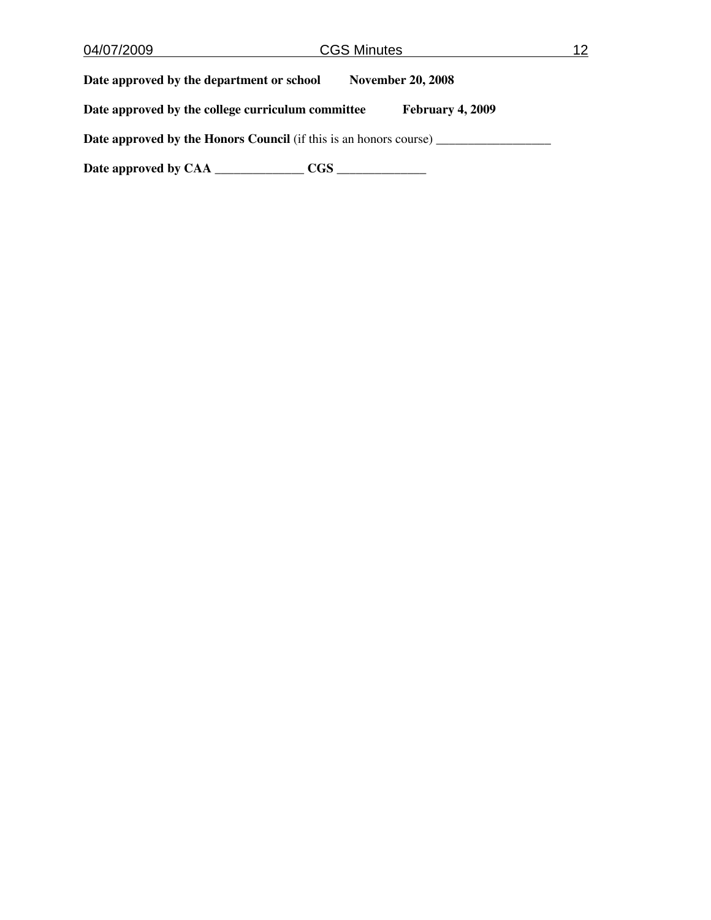**Date approved by the department or school November 20, 2008**

**Date approved by the college curriculum committee February 4, 2009**

**Date approved by the Honors Council** (if this is an honors course) __________________

**Date approved by CAA ______________ CGS ______________**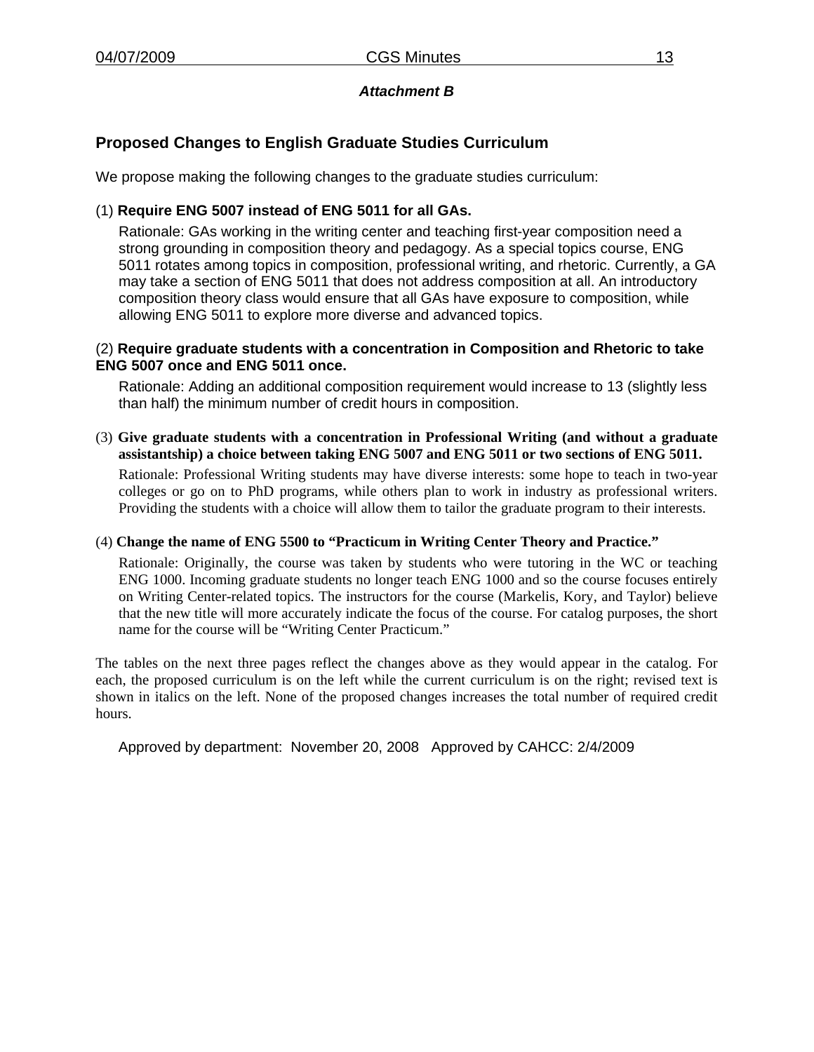*Attachment B*

## Proposed Changes to English Graduate Studies Curriculum

We propose making the following changes to the graduate studies curriculum:

(1) **Require ENG 5007 instead of ENG 5011 for all GAs.**

Rationale: GAs working in the writing center and teaching first-year composition need a strong grounding in composition theory and pedagogy. As a special topics course, ENG 5011 rotates among topics in composition, professional writing, and rhetoric. Currently, a GA may take a section of ENG 5011 that does not address composition at all. An introductory composition theory class would ensure that all GAs have exposure to composition, while allowing ENG 5011 to explore more diverse and advanced topics.

(2) **Require graduate students with a concentration in Composition and Rhetoric to take ENG 5007 once and ENG 5011 once.**

Rationale: Adding an additional composition requirement would increase to 13 (slightly less than half) the minimum number of credit hours in composition.

(3) **Give graduate students with a concentration in Professional Writing (and without a graduate assistantship) a choice between taking ENG 5007 and ENG 5011 or two sections of ENG 5011.**

Rationale: Professional Writing students may have diverse interests: some hope to teach in two-year colleges or go on to PhD programs, while others plan to work in industry as professional writers. Providing the students with a choice will allow them to tailor the graduate program to their interests.

(4) **Change the name of ENG 5500 to "Practicum in Writing Center Theory and Practice."**

Rationale: Originally, the course was taken by students who were tutoring in the WC or teaching ENG 1000. Incoming graduate students no longer teach ENG 1000 and so the course focuses entirely on Writing Center-related topics. The instructors for the course (Markelis, Kory, and Taylor) believe that the new title will more accurately indicate the focus of the course. For catalog purposes, the short name for the course will be "Writing Center Practicum."

The tables on the next three pages reflect the changes above as they would appear in the catalog. For each, the proposed curriculum is on the left while the current curriculum is on the right; revised text is shown in italics on the left. None of the proposed changes increases the total number of required credit hours.

Approved by department: November 20, 2008 Approved by CAHCC: 2/4/2009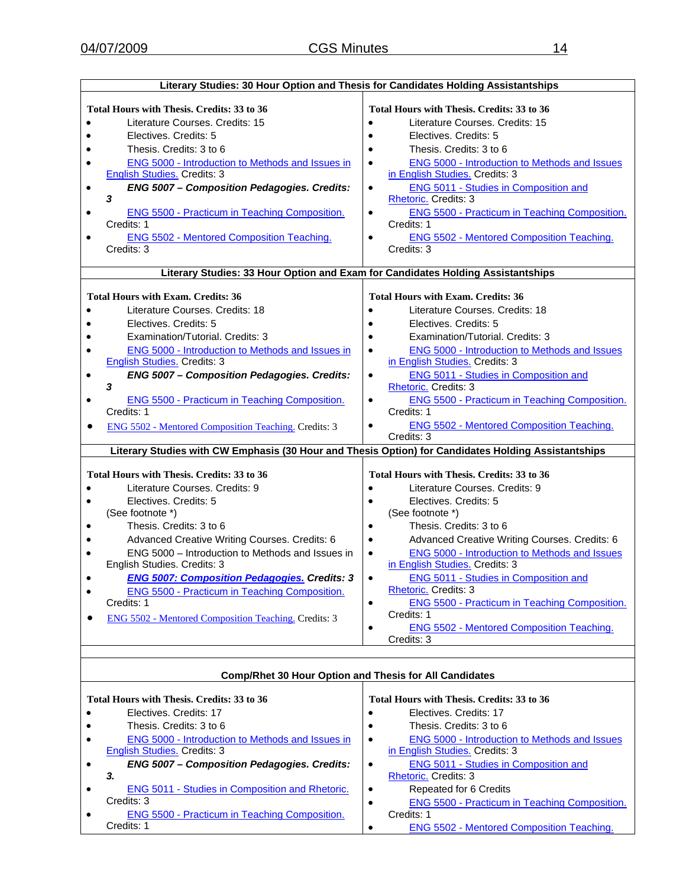| Literary Studies: 30 Hour Option and Thesis for Candidates Holding Assistantships | |
|---|---|
| **Total Hours with Thesis. Credits: 33 to 36**<br>• Literature Courses. Credits: 15<br>• Electives. Credits: 5<br>• Thesis. Credits: 3 to 6<br>• ENG 5000 - Introduction to Methods and Issues in English Studies. Credits: 3<br>• ***ENG 5007 – Composition Pedagogies. Credits: 3***<br>• ENG 5500 - Practicum in Teaching Composition. Credits: 1<br>• ENG 5502 - Mentored Composition Teaching. Credits: 3 | **Total Hours with Thesis. Credits: 33 to 36**<br>• Literature Courses. Credits: 15<br>• Electives. Credits: 5<br>• Thesis. Credits: 3 to 6<br>• ENG 5000 - Introduction to Methods and Issues in English Studies. Credits: 3<br>• ENG 5011 - Studies in Composition and Rhetoric. Credits: 3<br>• ENG 5500 - Practicum in Teaching Composition. Credits: 1<br>• ENG 5502 - Mentored Composition Teaching. Credits: 3 |
| **Literary Studies: 33 Hour Option and Exam for Candidates Holding Assistantships** | |
| **Total Hours with Exam. Credits: 36**<br>• Literature Courses. Credits: 18<br>• Electives. Credits: 5<br>• Examination/Tutorial. Credits: 3<br>• ENG 5000 - Introduction to Methods and Issues in English Studies. Credits: 3<br>• ***ENG 5007 – Composition Pedagogies. Credits: 3***<br>• ENG 5500 - Practicum in Teaching Composition. Credits: 1<br>• ENG 5502 - Mentored Composition Teaching. Credits: 3 | **Total Hours with Exam. Credits: 36**<br>• Literature Courses. Credits: 18<br>• Electives. Credits: 5<br>• Examination/Tutorial. Credits: 3<br>• ENG 5000 - Introduction to Methods and Issues in English Studies. Credits: 3<br>• ENG 5011 - Studies in Composition and Rhetoric. Credits: 3<br>• ENG 5500 - Practicum in Teaching Composition. Credits: 1<br>• ENG 5502 - Mentored Composition Teaching. Credits: 3 |
| **Literary Studies with CW Emphasis (30 Hour and Thesis Option) for Candidates Holding Assistantships** | |
| **Total Hours with Thesis. Credits: 33 to 36**<br>• Literature Courses. Credits: 9<br>• Electives. Credits: 5<br>(See footnote *)<br>• Thesis. Credits: 3 to 6<br>• Advanced Creative Writing Courses. Credits: 6<br>• ENG 5000 – Introduction to Methods and Issues in English Studies. Credits: 3<br>• ***ENG 5007: Composition Pedagogies. Credits: 3***<br>• ENG 5500 - Practicum in Teaching Composition. Credits: 1<br>• ENG 5502 - Mentored Composition Teaching. Credits: 3 | **Total Hours with Thesis. Credits: 33 to 36**<br>• Literature Courses. Credits: 9<br>• Electives. Credits: 5<br>(See footnote *)<br>• Thesis. Credits: 3 to 6<br>• Advanced Creative Writing Courses. Credits: 6<br>• ENG 5000 - Introduction to Methods and Issues in English Studies. Credits: 3<br>• ENG 5011 - Studies in Composition and Rhetoric. Credits: 3<br>• ENG 5500 - Practicum in Teaching Composition. Credits: 1<br>• ENG 5502 - Mentored Composition Teaching. Credits: 3 |
| | |
| **Comp/Rhet 30 Hour Option and Thesis for All Candidates** | |
| **Total Hours with Thesis. Credits: 33 to 36**<br>• Electives. Credits: 17<br>• Thesis. Credits: 3 to 6<br>• ENG 5000 - Introduction to Methods and Issues in English Studies. Credits: 3<br>• ***ENG 5007 – Composition Pedagogies. Credits: 3.***<br>• ENG 5011 - Studies in Composition and Rhetoric. Credits: 3<br>• ENG 5500 - Practicum in Teaching Composition. Credits: 1 | **Total Hours with Thesis. Credits: 33 to 36**<br>• Electives. Credits: 17<br>• Thesis. Credits: 3 to 6<br>• ENG 5000 - Introduction to Methods and Issues in English Studies. Credits: 3<br>• ENG 5011 - Studies in Composition and Rhetoric. Credits: 3<br>• Repeated for 6 Credits<br>• ENG 5500 - Practicum in Teaching Composition. Credits: 1<br>• ENG 5502 - Mentored Composition Teaching. |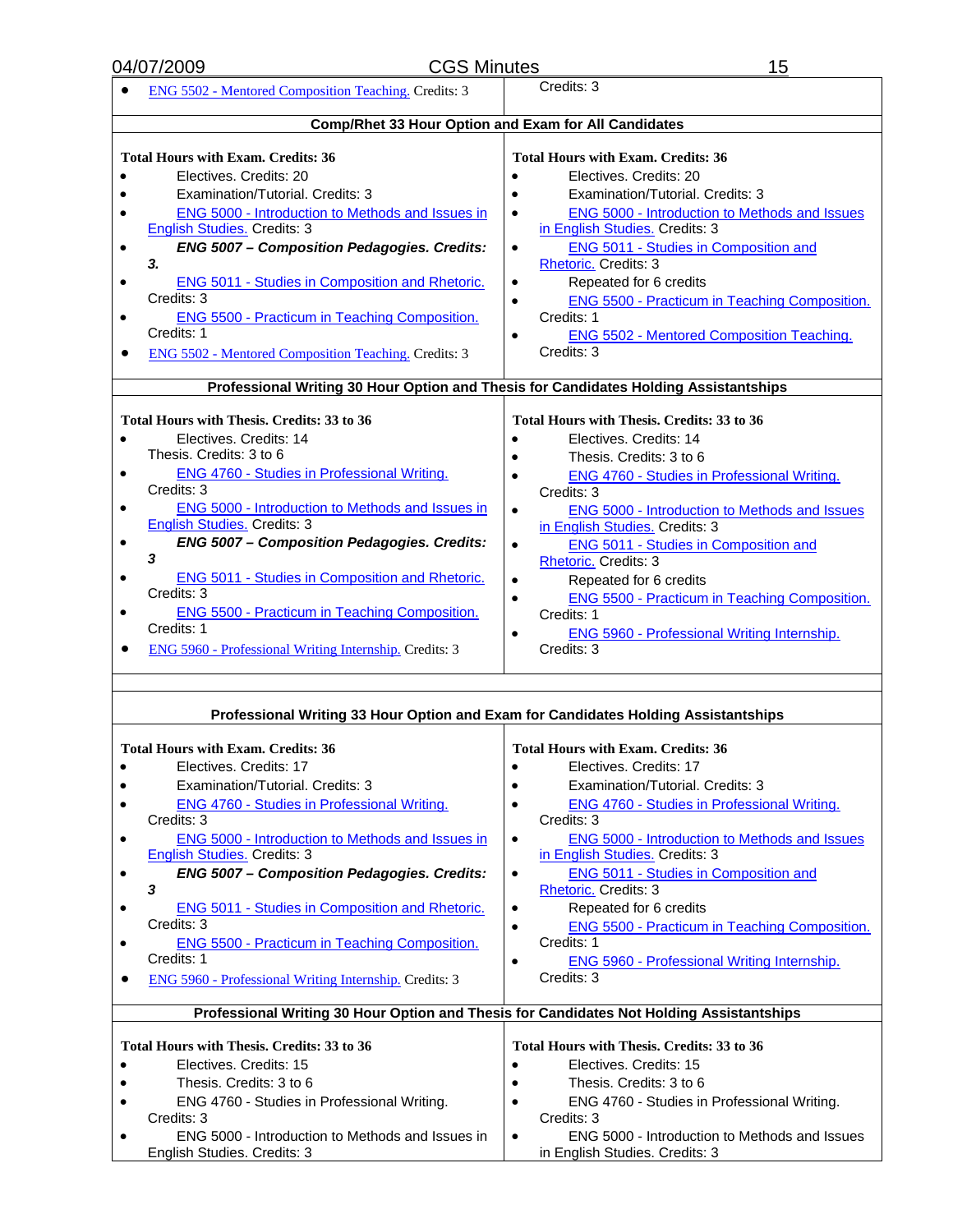| | |
|---|---|
| • ENG 5502 - Mentored Composition Teaching. Credits: 3 | Credits: 3 |
| **Comp/Rhet 33 Hour Option and Exam for All Candidates** | |
| **Total Hours with Exam. Credits: 36**<br>• Electives. Credits: 20<br>• Examination/Tutorial. Credits: 3<br>• ENG 5000 - Introduction to Methods and Issues in English Studies. Credits: 3<br>• ***ENG 5007 – Composition Pedagogies. Credits: 3.***<br>• ENG 5011 - Studies in Composition and Rhetoric. Credits: 3<br>• ENG 5500 - Practicum in Teaching Composition. Credits: 1<br>• ENG 5502 - Mentored Composition Teaching. Credits: 3 | **Total Hours with Exam. Credits: 36**<br>• Electives. Credits: 20<br>• Examination/Tutorial. Credits: 3<br>• ENG 5000 - Introduction to Methods and Issues in English Studies. Credits: 3<br>• ENG 5011 - Studies in Composition and Rhetoric. Credits: 3<br>• Repeated for 6 credits<br>• ENG 5500 - Practicum in Teaching Composition. Credits: 1<br>• ENG 5502 - Mentored Composition Teaching. Credits: 3 |
| **Professional Writing 30 Hour Option and Thesis for Candidates Holding Assistantships** | |
| **Total Hours with Thesis. Credits: 33 to 36**<br>• Electives. Credits: 14<br>Thesis. Credits: 3 to 6<br>• ENG 4760 - Studies in Professional Writing. Credits: 3<br>• ENG 5000 - Introduction to Methods and Issues in English Studies. Credits: 3<br>• ***ENG 5007 – Composition Pedagogies. Credits: 3***<br>• ENG 5011 - Studies in Composition and Rhetoric. Credits: 3<br>• ENG 5500 - Practicum in Teaching Composition. Credits: 1<br>• ENG 5960 - Professional Writing Internship. Credits: 3 | **Total Hours with Thesis. Credits: 33 to 36**<br>• Electives. Credits: 14<br>• Thesis. Credits: 3 to 6<br>• ENG 4760 - Studies in Professional Writing. Credits: 3<br>• ENG 5000 - Introduction to Methods and Issues in English Studies. Credits: 3<br>• ENG 5011 - Studies in Composition and Rhetoric. Credits: 3<br>• Repeated for 6 credits<br>• ENG 5500 - Practicum in Teaching Composition. Credits: 1<br>• ENG 5960 - Professional Writing Internship. Credits: 3 |
| **Professional Writing 33 Hour Option and Exam for Candidates Holding Assistantships** | |
| **Total Hours with Exam. Credits: 36**<br>• Electives. Credits: 17<br>• Examination/Tutorial. Credits: 3<br>• ENG 4760 - Studies in Professional Writing. Credits: 3<br>• ENG 5000 - Introduction to Methods and Issues in English Studies. Credits: 3<br>• ***ENG 5007 – Composition Pedagogies. Credits: 3***<br>• ENG 5011 - Studies in Composition and Rhetoric. Credits: 3<br>• ENG 5500 - Practicum in Teaching Composition. Credits: 1<br>• ENG 5960 - Professional Writing Internship. Credits: 3 | **Total Hours with Exam. Credits: 36**<br>• Electives. Credits: 17<br>• Examination/Tutorial. Credits: 3<br>• ENG 4760 - Studies in Professional Writing. Credits: 3<br>• ENG 5000 - Introduction to Methods and Issues in English Studies. Credits: 3<br>• ENG 5011 - Studies in Composition and Rhetoric. Credits: 3<br>• Repeated for 6 credits<br>• ENG 5500 - Practicum in Teaching Composition. Credits: 1<br>• ENG 5960 - Professional Writing Internship. Credits: 3 |
| **Professional Writing 30 Hour Option and Thesis for Candidates Not Holding Assistantships** | |
| **Total Hours with Thesis. Credits: 33 to 36**<br>• Electives. Credits: 15<br>• Thesis. Credits: 3 to 6<br>• ENG 4760 - Studies in Professional Writing. Credits: 3<br>• ENG 5000 - Introduction to Methods and Issues in English Studies. Credits: 3 | **Total Hours with Thesis. Credits: 33 to 36**<br>• Electives. Credits: 15<br>• Thesis. Credits: 3 to 6<br>• ENG 4760 - Studies in Professional Writing. Credits: 3<br>• ENG 5000 - Introduction to Methods and Issues in English Studies. Credits: 3 |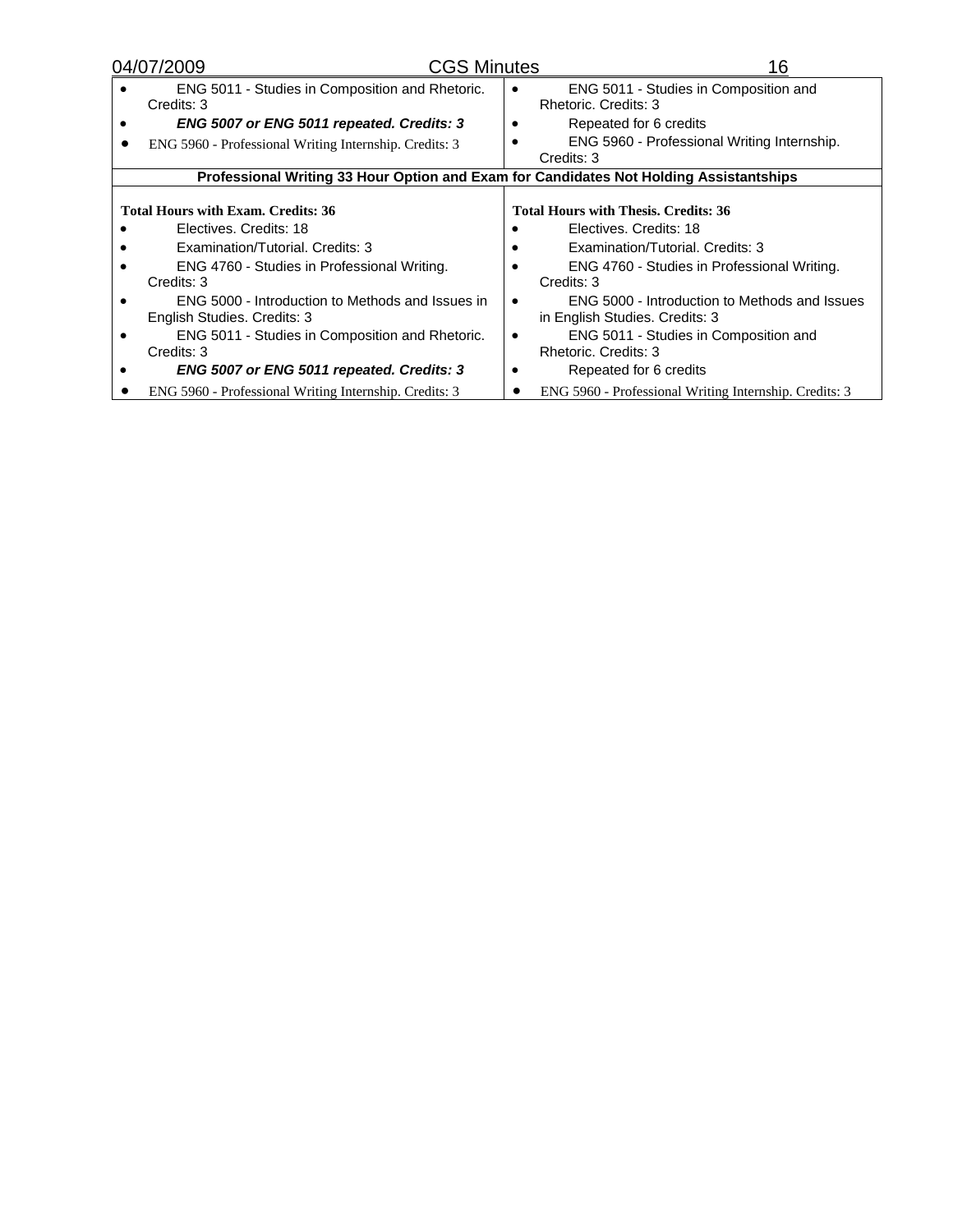| | |
|---|---|
| • ENG 5011 - Studies in Composition and Rhetoric. Credits: 3<br>• ***ENG 5007 or ENG 5011 repeated. Credits: 3***<br>• ENG 5960 - Professional Writing Internship. Credits: 3 | • ENG 5011 - Studies in Composition and Rhetoric. Credits: 3<br>• Repeated for 6 credits<br>• ENG 5960 - Professional Writing Internship. Credits: 3 |
| **Professional Writing 33 Hour Option and Exam for Candidates Not Holding Assistantships** | |
| **Total Hours with Exam. Credits: 36**<br>• Electives. Credits: 18<br>• Examination/Tutorial. Credits: 3<br>• ENG 4760 - Studies in Professional Writing. Credits: 3<br>• ENG 5000 - Introduction to Methods and Issues in English Studies. Credits: 3<br>• ENG 5011 - Studies in Composition and Rhetoric. Credits: 3<br>• ***ENG 5007 or ENG 5011 repeated. Credits: 3***<br>• ENG 5960 - Professional Writing Internship. Credits: 3 | **Total Hours with Thesis. Credits: 36**<br>• Electives. Credits: 18<br>• Examination/Tutorial. Credits: 3<br>• ENG 4760 - Studies in Professional Writing. Credits: 3<br>• ENG 5000 - Introduction to Methods and Issues in English Studies. Credits: 3<br>• ENG 5011 - Studies in Composition and Rhetoric. Credits: 3<br>• Repeated for 6 credits<br>• ENG 5960 - Professional Writing Internship. Credits: 3 |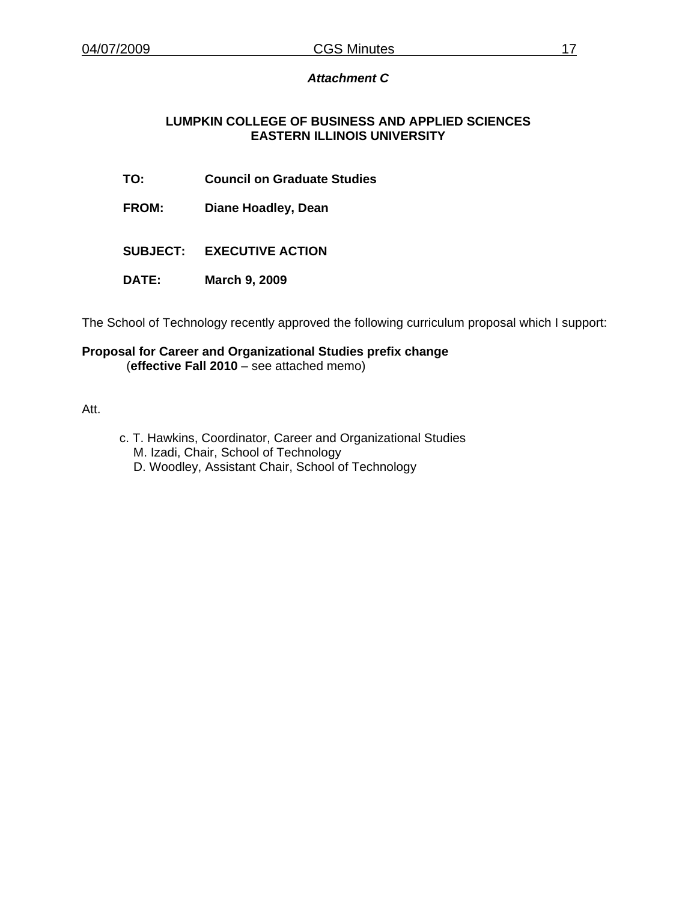***Attachment C***

**LUMPKIN COLLEGE OF BUSINESS AND APPLIED SCIENCES**
**EASTERN ILLINOIS UNIVERSITY**

**TO:** **Council on Graduate Studies**

**FROM:** **Diane Hoadley, Dean**

**SUBJECT:** **EXECUTIVE ACTION**

**DATE:** **March 9, 2009**

The School of Technology recently approved the following curriculum proposal which I support:

**Proposal for Career and Organizational Studies prefix change**
(**effective Fall 2010** – see attached memo)

Att.

c. T. Hawkins, Coordinator, Career and Organizational Studies
M. Izadi, Chair, School of Technology
D. Woodley, Assistant Chair, School of Technology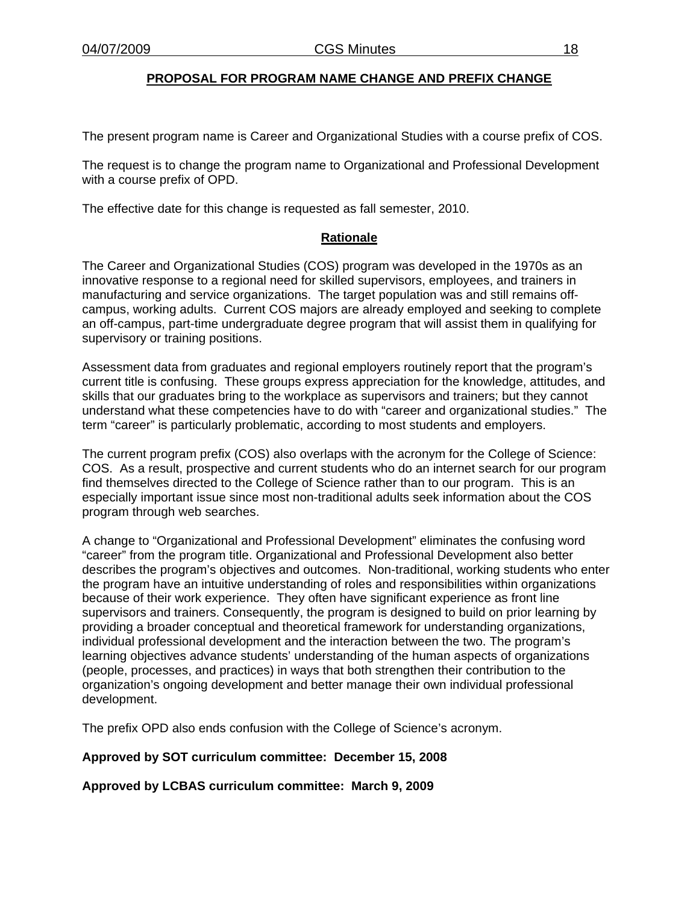## PROPOSAL FOR PROGRAM NAME CHANGE AND PREFIX CHANGE

The present program name is Career and Organizational Studies with a course prefix of COS.

The request is to change the program name to Organizational and Professional Development with a course prefix of OPD.

The effective date for this change is requested as fall semester, 2010.

### Rationale

The Career and Organizational Studies (COS) program was developed in the 1970s as an innovative response to a regional need for skilled supervisors, employees, and trainers in manufacturing and service organizations. The target population was and still remains off-campus, working adults. Current COS majors are already employed and seeking to complete an off-campus, part-time undergraduate degree program that will assist them in qualifying for supervisory or training positions.

Assessment data from graduates and regional employers routinely report that the program's current title is confusing. These groups express appreciation for the knowledge, attitudes, and skills that our graduates bring to the workplace as supervisors and trainers; but they cannot understand what these competencies have to do with "career and organizational studies." The term "career" is particularly problematic, according to most students and employers.

The current program prefix (COS) also overlaps with the acronym for the College of Science: COS. As a result, prospective and current students who do an internet search for our program find themselves directed to the College of Science rather than to our program. This is an especially important issue since most non-traditional adults seek information about the COS program through web searches.

A change to "Organizational and Professional Development" eliminates the confusing word "career" from the program title. Organizational and Professional Development also better describes the program's objectives and outcomes. Non-traditional, working students who enter the program have an intuitive understanding of roles and responsibilities within organizations because of their work experience. They often have significant experience as front line supervisors and trainers. Consequently, the program is designed to build on prior learning by providing a broader conceptual and theoretical framework for understanding organizations, individual professional development and the interaction between the two. The program's learning objectives advance students' understanding of the human aspects of organizations (people, processes, and practices) in ways that both strengthen their contribution to the organization's ongoing development and better manage their own individual professional development.

The prefix OPD also ends confusion with the College of Science's acronym.

**Approved by SOT curriculum committee: December 15, 2008**

**Approved by LCBAS curriculum committee: March 9, 2009**